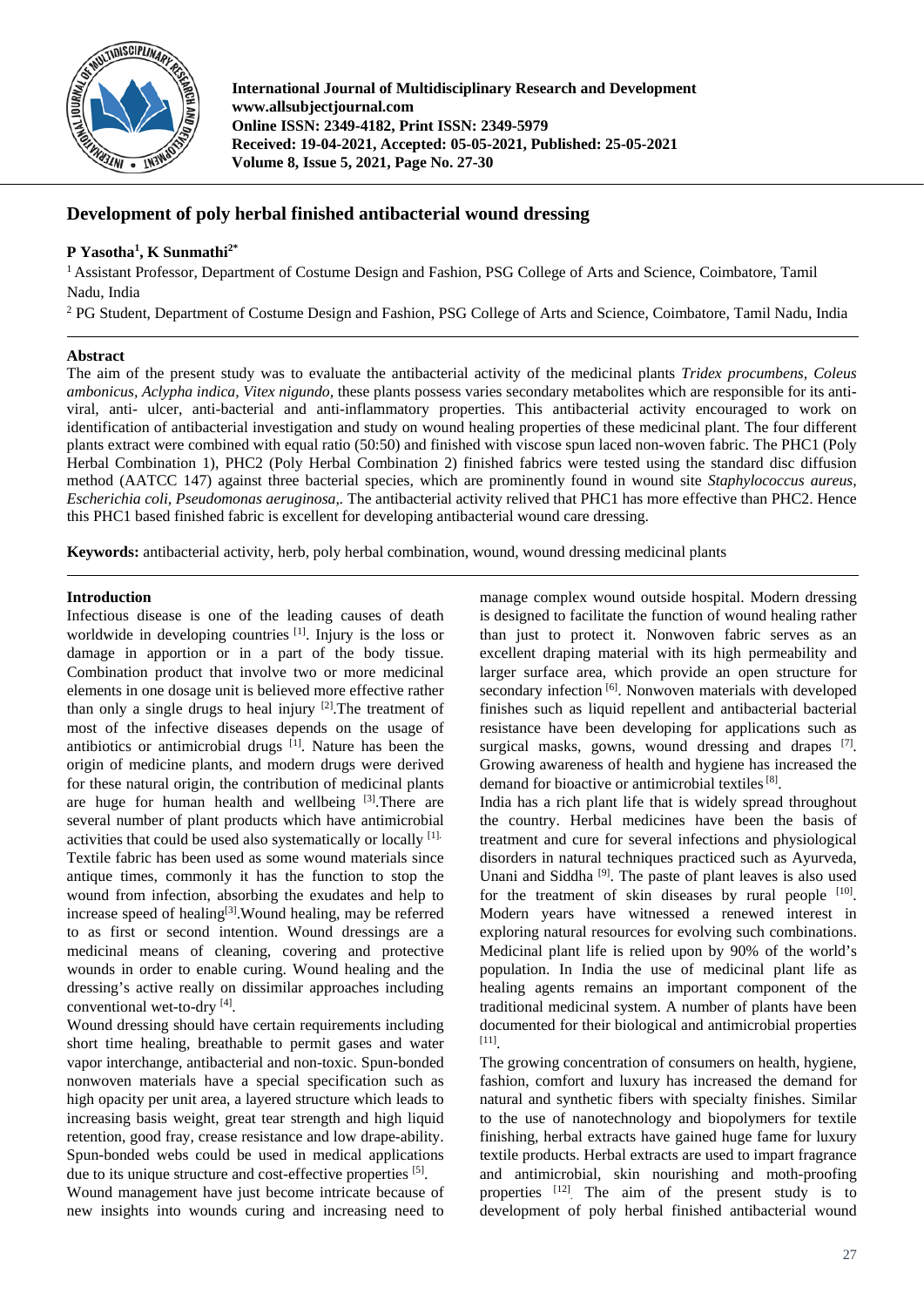# Development of poly herbal finished antibacterial wound dressing

**P Yasotha[1], K Sunmathi[2*]**

[1] Assistant Professor, Department of Costume Design and Fashion, PSG College of Arts and Science, Coimbatore, Tamil Nadu, India

[2] PG Student, Department of Costume Design and Fashion, PSG College of Arts and Science, Coimbatore, Tamil Nadu, India

## Abstract

The aim of the present study was to evaluate the antibacterial activity of the medicinal plants *Tridex procumbens, Coleus ambonicus, Aclypha indica, Vitex nigundo,* these plants possess varies secondary metabolites which are responsible for its anti-viral, anti- ulcer, anti-bacterial and anti-inflammatory properties. This antibacterial activity encouraged to work on identification of antibacterial investigation and study on wound healing properties of these medicinal plant. The four different plants extract were combined with equal ratio (50:50) and finished with viscose spun laced non-woven fabric. The PHC1 (Poly Herbal Combination 1), PHC2 (Poly Herbal Combination 2) finished fabrics were tested using the standard disc diffusion method (AATCC 147) against three bacterial species, which are prominently found in wound site *Staphylococcus aureus, Escherichia coli, Pseudomonas aeruginosa,.* The antibacterial activity relived that PHC1 has more effective than PHC2. Hence this PHC1 based finished fabric is excellent for developing antibacterial wound care dressing.

**Keywords:** antibacterial activity, herb, poly herbal combination, wound, wound dressing medicinal plants

## Introduction

Infectious disease is one of the leading causes of death worldwide in developing countries [1]. Injury is the loss or damage in apportion or in a part of the body tissue. Combination product that involve two or more medicinal elements in one dosage unit is believed more effective rather than only a single drugs to heal injury [2].The treatment of most of the infective diseases depends on the usage of antibiotics or antimicrobial drugs [1]. Nature has been the origin of medicine plants, and modern drugs were derived for these natural origin, the contribution of medicinal plants are huge for human health and wellbeing [3].There are several number of plant products which have antimicrobial activities that could be used also systematically or locally [1].

Textile fabric has been used as some wound materials since antique times, commonly it has the function to stop the wound from infection, absorbing the exudates and help to increase speed of healing[3].Wound healing, may be referred to as first or second intention. Wound dressings are a medicinal means of cleaning, covering and protective wounds in order to enable curing. Wound healing and the dressing's active really on dissimilar approaches including conventional wet-to-dry [4].

Wound dressing should have certain requirements including short time healing, breathable to permit gases and water vapor interchange, antibacterial and non-toxic. Spun-bonded nonwoven materials have a special specification such as high opacity per unit area, a layered structure which leads to increasing basis weight, great tear strength and high liquid retention, good fray, crease resistance and low drape-ability. Spun-bonded webs could be used in medical applications due to its unique structure and cost-effective properties [5].

Wound management have just become intricate because of new insights into wounds curing and increasing need to manage complex wound outside hospital. Modern dressing is designed to facilitate the function of wound healing rather than just to protect it. Nonwoven fabric serves as an excellent draping material with its high permeability and larger surface area, which provide an open structure for secondary infection [6]. Nonwoven materials with developed finishes such as liquid repellent and antibacterial bacterial resistance have been developing for applications such as surgical masks, gowns, wound dressing and drapes [7]. Growing awareness of health and hygiene has increased the demand for bioactive or antimicrobial textiles [8].

India has a rich plant life that is widely spread throughout the country. Herbal medicines have been the basis of treatment and cure for several infections and physiological disorders in natural techniques practiced such as Ayurveda, Unani and Siddha [9]. The paste of plant leaves is also used for the treatment of skin diseases by rural people [10]. Modern years have witnessed a renewed interest in exploring natural resources for evolving such combinations. Medicinal plant life is relied upon by 90% of the world's population. In India the use of medicinal plant life as healing agents remains an important component of the traditional medicinal system. A number of plants have been documented for their biological and antimicrobial properties [11].

The growing concentration of consumers on health, hygiene, fashion, comfort and luxury has increased the demand for natural and synthetic fibers with specialty finishes. Similar to the use of nanotechnology and biopolymers for textile finishing, herbal extracts have gained huge fame for luxury textile products. Herbal extracts are used to impart fragrance and antimicrobial, skin nourishing and moth-proofing properties [12]. The aim of the present study is to development of poly herbal finished antibacterial wound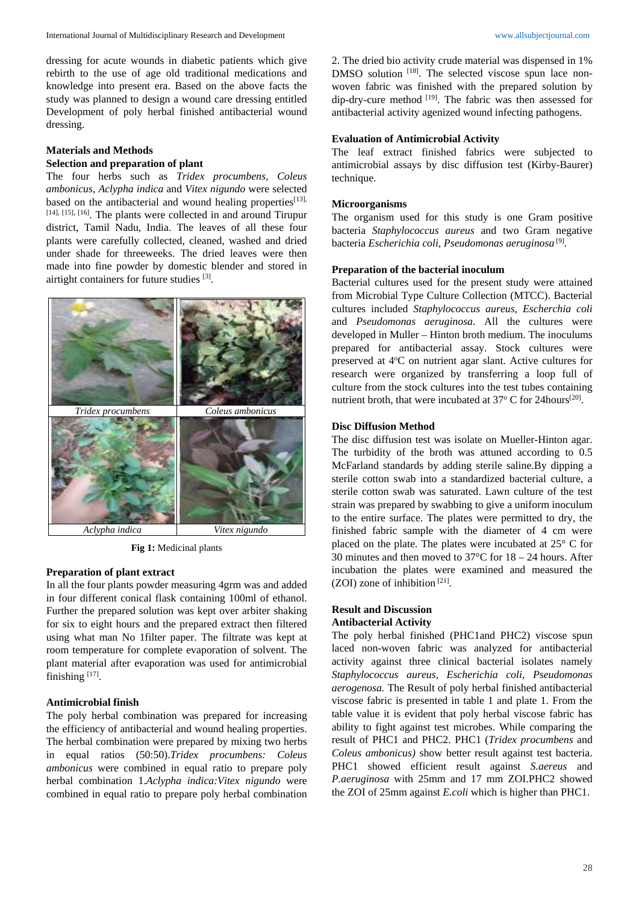dressing for acute wounds in diabetic patients which give rebirth to the use of age old traditional medications and knowledge into present era. Based on the above facts the study was planned to design a wound care dressing entitled Development of poly herbal finished antibacterial wound dressing.

## Materials and Methods

### Selection and preparation of plant

The four herbs such as *Tridex procumbens, Coleus ambonicus*, *Aclypha indica* and *Vitex nigundo* were selected based on the antibacterial and wound healing properties[13], [14], [15], [16]. The plants were collected in and around Tirupur district, Tamil Nadu, India. The leaves of all these four plants were carefully collected, cleaned, washed and dried under shade for threeweeks. The dried leaves were then made into fine powder by domestic blender and stored in airtight containers for future studies [3].

| *Tridex procumbens* | *Coleus ambonicus* |
|---|---|
| *Aclypha indica* | *Vitex nigundo* |

**Fig 1:** Medicinal plants

### Preparation of plant extract

In all the four plants powder measuring 4grm was and added in four different conical flask containing 100ml of ethanol. Further the prepared solution was kept over arbiter shaking for six to eight hours and the prepared extract then filtered using what man No 1filter paper. The filtrate was kept at room temperature for complete evaporation of solvent. The plant material after evaporation was used for antimicrobial finishing [17].

### Antimicrobial finish

The poly herbal combination was prepared for increasing the efficiency of antibacterial and wound healing properties. The herbal combination were prepared by mixing two herbs in equal ratios (50:50).*Tridex procumbens: Coleus ambonicus* were combined in equal ratio to prepare poly herbal combination 1.*Aclypha indica:Vitex nigundo* were combined in equal ratio to prepare poly herbal combination 2. The dried bio activity crude material was dispensed in 1% DMSO solution [18]. The selected viscose spun lace non-woven fabric was finished with the prepared solution by dip-dry-cure method [19]. The fabric was then assessed for antibacterial activity agenized wound infecting pathogens.

### Evaluation of Antimicrobial Activity

The leaf extract finished fabrics were subjected to antimicrobial assays by disc diffusion test (Kirby-Baurer) technique.

### Microorganisms

The organism used for this study is one Gram positive bacteria *Staphylococcus aureus* and two Gram negative bacteria *Escherichia coli, Pseudomonas aeruginosa* [9].

### Preparation of the bacterial inoculum

Bacterial cultures used for the present study were attained from Microbial Type Culture Collection (MTCC). Bacterial cultures included *Staphylococcus aureus*, *Escherichia coli* and *Pseudomonas aeruginosa*. All the cultures were developed in Muller – Hinton broth medium. The inoculums prepared for antibacterial assay. Stock cultures were preserved at 4°C on nutrient agar slant. Active cultures for research were organized by transferring a loop full of culture from the stock cultures into the test tubes containing nutrient broth, that were incubated at 37° C for 24hours[20].

### Disc Diffusion Method

The disc diffusion test was isolate on Mueller-Hinton agar. The turbidity of the broth was attuned according to 0.5 McFarland standards by adding sterile saline.By dipping a sterile cotton swab into a standardized bacterial culture, a sterile cotton swab was saturated. Lawn culture of the test strain was prepared by swabbing to give a uniform inoculum to the entire surface. The plates were permitted to dry, the finished fabric sample with the diameter of 4 cm were placed on the plate. The plates were incubated at 25° C for 30 minutes and then moved to 37°C for 18 – 24 hours. After incubation the plates were examined and measured the (ZOI) zone of inhibition [21].

## Result and Discussion

### Antibacterial Activity

The poly herbal finished (PHC1and PHC2) viscose spun laced non-woven fabric was analyzed for antibacterial activity against three clinical bacterial isolates namely *Staphylococcus aureus, Escherichia coli, Pseudomonas aerogenosa.* The Result of poly herbal finished antibacterial viscose fabric is presented in table 1 and plate 1. From the table value it is evident that poly herbal viscose fabric has ability to fight against test microbes. While comparing the result of PHC1 and PHC2. PHC1 (*Tridex procumbens* and *Coleus ambonicus)* show better result against test bacteria. PHC1 showed efficient result against *S.aereus* and *P.aeruginosa* with 25mm and 17 mm ZOI.PHC2 showed the ZOI of 25mm against *E.coli* which is higher than PHC1.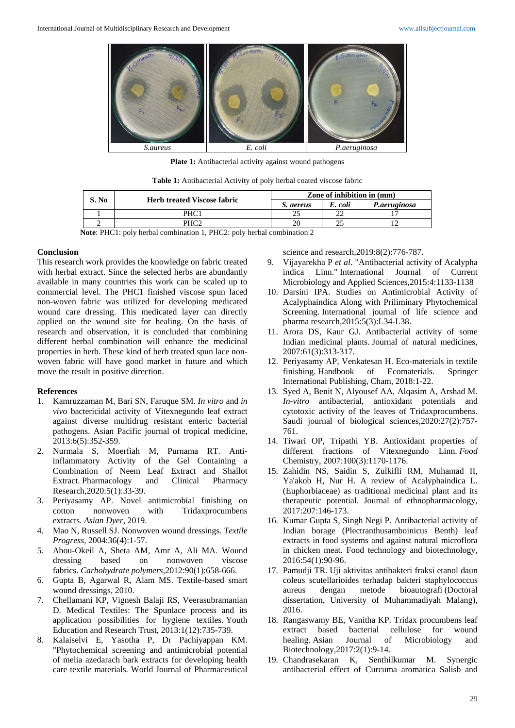| S.aureus | E. coli | P.aeruginosa |
|---|---|---|

**Plate 1:** Antibacterial activity against wound pathogens

**Table 1:** Antibacterial Activity of poly herbal coated viscose fabric

| S. No | Herb treated Viscose fabric | Zone of inhibition in (mm) | | |
|---|---|---|---|---|
| | | *S. aereus* | *E. coli* | *P.aeruginosa* |
| 1 | PHC1 | 25 | 22 | 17 |
| 2 | PHC2 | 20 | 25 | 12 |

**Note**: PHC1: poly herbal combination 1, PHC2: poly herbal combination 2

## Conclusion

This research work provides the knowledge on fabric treated with herbal extract. Since the selected herbs are abundantly available in many countries this work can be scaled up to commercial level. The PHC1 finished viscose spun laced non-woven fabric was utilized for developing medicated wound care dressing. This medicated layer can directly applied on the wound site for healing. On the basis of research and observation, it is concluded that combining different herbal combination will enhance the medicinal properties in herb. These kind of herb treated spun lace non-woven fabric will have good market in future and which move the result in positive direction.

## References

1. Kamruzzaman M, Bari SN, Faruque SM. *In vitro* and *in vivo* bactericidal activity of Vitexnegundo leaf extract against diverse multidrug resistant enteric bacterial pathogens. Asian Pacific journal of tropical medicine, 2013:6(5):352-359.
2. Nurmala S, Moerfiah M, Purnama RT. Anti-inflammatory Activity of the Gel Containing a Combination of Neem Leaf Extract and Shallot Extract. Pharmacology and Clinical Pharmacy Research,2020:5(1):33-39.
3. Periyasamy AP. Novel antimicrobial finishing on cotton nonwoven with Tridaxprocumbens extracts. *Asian Dyer*, 2019.
4. Mao N, Russell SJ. Nonwoven wound dressings. *Textile Progress*, 2004:36(4):1-57.
5. Abou-Okeil A, Sheta AM, Amr A, Ali MA. Wound dressing based on nonwoven viscose fabrics. *Carbohydrate polymers*,2012:90(1):658-666.
6. Gupta B, Agarwal R, Alam MS. Textile-based smart wound dressings, 2010.
7. Chellamani KP, Vignesh Balaji RS, Veerasubramanian D. Medical Textiles: The Spunlace process and its application possibilities for hygiene textiles. Youth Education and Research Trust, 2013:1(12):735-739.
8. Kalaiselvi E, Yasotha P, Dr Pachiyappan KM. "Phytochemical screening and antimicrobial potential of melia azedarach bark extracts for developing health care textile materials. World Journal of Pharmaceutical science and research,2019:8(2):776-787.
9. Vijayarekha P *et al*. "Antibacterial activity of Acalypha indica Linn." International Journal of Current Microbiology and Applied Sciences,2015:4:1133-1138
10. Darsini IPA. Studies on Antimicrobial Activity of Acalyphaindica Along with Priliminary Phytochemical Screening. International journal of life science and pharma research,2015:5(3):L34-L38.
11. Arora DS, Kaur GJ. Antibacterial activity of some Indian medicinal plants. Journal of natural medicines, 2007:61(3):313-317.
12. Periyasamy AP, Venkatesan H. Eco-materials in textile finishing. Handbook of Ecomaterials. Springer International Publishing, Cham, 2018:1-22.
13. Syed A, Benit N, Alyousef AA, Alqasim A, Arshad M. *In-vitro* antibacterial, antioxidant potentials and cytotoxic activity of the leaves of Tridaxprocumbens. Saudi journal of biological sciences,2020:27(2):757-761.
14. Tiwari OP, Tripathi YB. Antioxidant properties of different fractions of Vitexnegundo Linn. *Food* Chemistry, 2007:100(3):1170-1176.
15. Zahidin NS, Saidin S, Zulkifli RM, Muhamad II, Ya'akob H, Nur H. A review of Acalyphaindica L. (Euphorbiaceae) as traditional medicinal plant and its therapeutic potential. Journal of ethnopharmacology, 2017:207:146-173.
16. Kumar Gupta S, Singh Negi P. Antibacterial activity of Indian borage (Plectranthusamboinicus Benth) leaf extracts in food systems and against natural microflora in chicken meat. Food technology and biotechnology, 2016:54(1):90-96.
17. Pamudji TR. Uji aktivitas antibakteri fraksi etanol daun coleus scutellarioides terhadap bakteri staphylococcus aureus dengan metode bioautografi (Doctoral dissertation, University of Muhammadiyah Malang), 2016.
18. Rangaswamy BE, Vanitha KP. Tridax procumbens leaf extract based bacterial cellulose for wound healing. Asian Journal of Microbiology and Biotechnology,2017:2(1):9-14.
19. Chandrasekaran K, Senthilkumar M. Synergic antibacterial effect of Curcuma aromatica Salisb and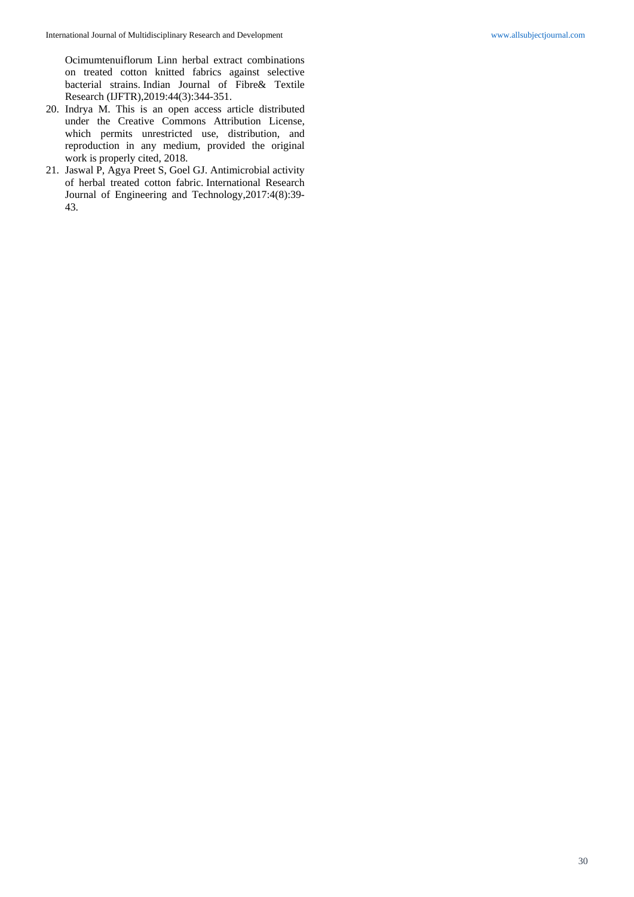Ocimumtenuiflorum Linn herbal extract combinations on treated cotton knitted fabrics against selective bacterial strains. Indian Journal of Fibre& Textile Research (IJFTR),2019:44(3):344-351.

20. Indrya M. This is an open access article distributed under the Creative Commons Attribution License, which permits unrestricted use, distribution, and reproduction in any medium, provided the original work is properly cited, 2018.
21. Jaswal P, Agya Preet S, Goel GJ. Antimicrobial activity of herbal treated cotton fabric. International Research Journal of Engineering and Technology,2017:4(8):39-43.